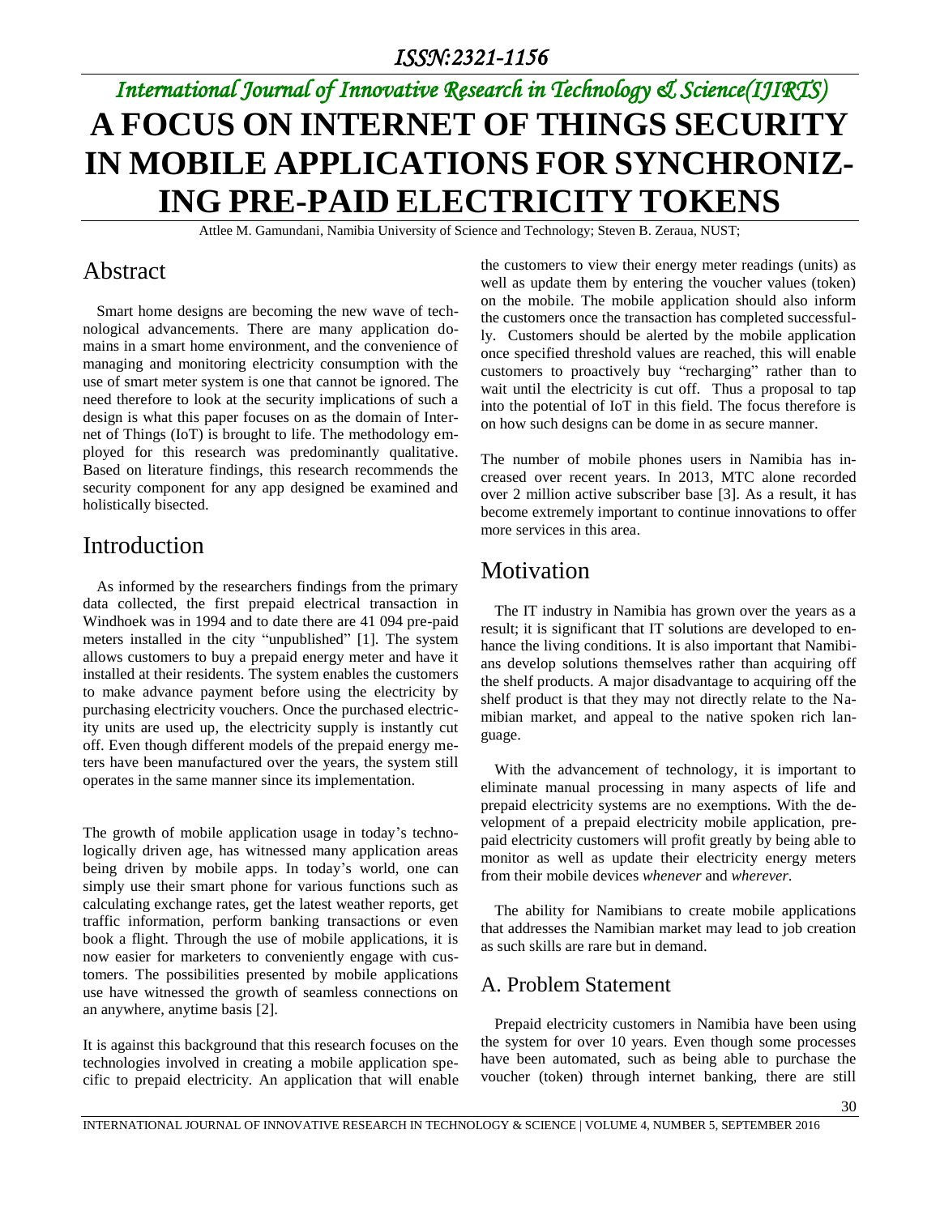*ISSN:2321-1156*

*International Journal of Innovative Research in Technology & Science(IJIRTS)*

# A FOCUS ON INTERNET OF THINGS SECURITY IN MOBILE APPLICATIONS FOR SYNCHRONIZING PRE-PAID ELECTRICITY TOKENS

Attlee M. Gamundani, Namibia University of Science and Technology; Steven B. Zeraua, NUST;

## Abstract

Smart home designs are becoming the new wave of technological advancements. There are many application domains in a smart home environment, and the convenience of managing and monitoring electricity consumption with the use of smart meter system is one that cannot be ignored. The need therefore to look at the security implications of such a design is what this paper focuses on as the domain of Internet of Things (IoT) is brought to life. The methodology employed for this research was predominantly qualitative. Based on literature findings, this research recommends the security component for any app designed be examined and holistically bisected.

## Introduction

As informed by the researchers findings from the primary data collected, the first prepaid electrical transaction in Windhoek was in 1994 and to date there are 41 094 pre-paid meters installed in the city "unpublished" [1]. The system allows customers to buy a prepaid energy meter and have it installed at their residents. The system enables the customers to make advance payment before using the electricity by purchasing electricity vouchers. Once the purchased electricity units are used up, the electricity supply is instantly cut off. Even though different models of the prepaid energy meters have been manufactured over the years, the system still operates in the same manner since its implementation.

The growth of mobile application usage in today's technologically driven age, has witnessed many application areas being driven by mobile apps. In today's world, one can simply use their smart phone for various functions such as calculating exchange rates, get the latest weather reports, get traffic information, perform banking transactions or even book a flight. Through the use of mobile applications, it is now easier for marketers to conveniently engage with customers. The possibilities presented by mobile applications use have witnessed the growth of seamless connections on an anywhere, anytime basis [2].

It is against this background that this research focuses on the technologies involved in creating a mobile application specific to prepaid electricity. An application that will enable the customers to view their energy meter readings (units) as well as update them by entering the voucher values (token) on the mobile. The mobile application should also inform the customers once the transaction has completed successfully. Customers should be alerted by the mobile application once specified threshold values are reached, this will enable customers to proactively buy "recharging" rather than to wait until the electricity is cut off. Thus a proposal to tap into the potential of IoT in this field. The focus therefore is on how such designs can be dome in as secure manner.

The number of mobile phones users in Namibia has increased over recent years. In 2013, MTC alone recorded over 2 million active subscriber base [3]. As a result, it has become extremely important to continue innovations to offer more services in this area.

## Motivation

The IT industry in Namibia has grown over the years as a result; it is significant that IT solutions are developed to enhance the living conditions. It is also important that Namibians develop solutions themselves rather than acquiring off the shelf products. A major disadvantage to acquiring off the shelf product is that they may not directly relate to the Namibian market, and appeal to the native spoken rich language.

With the advancement of technology, it is important to eliminate manual processing in many aspects of life and prepaid electricity systems are no exemptions. With the development of a prepaid electricity mobile application, prepaid electricity customers will profit greatly by being able to monitor as well as update their electricity energy meters from their mobile devices *whenever* and *wherever*.

The ability for Namibians to create mobile applications that addresses the Namibian market may lead to job creation as such skills are rare but in demand.

### A. Problem Statement

Prepaid electricity customers in Namibia have been using the system for over 10 years. Even though some processes have been automated, such as being able to purchase the voucher (token) through internet banking, there are still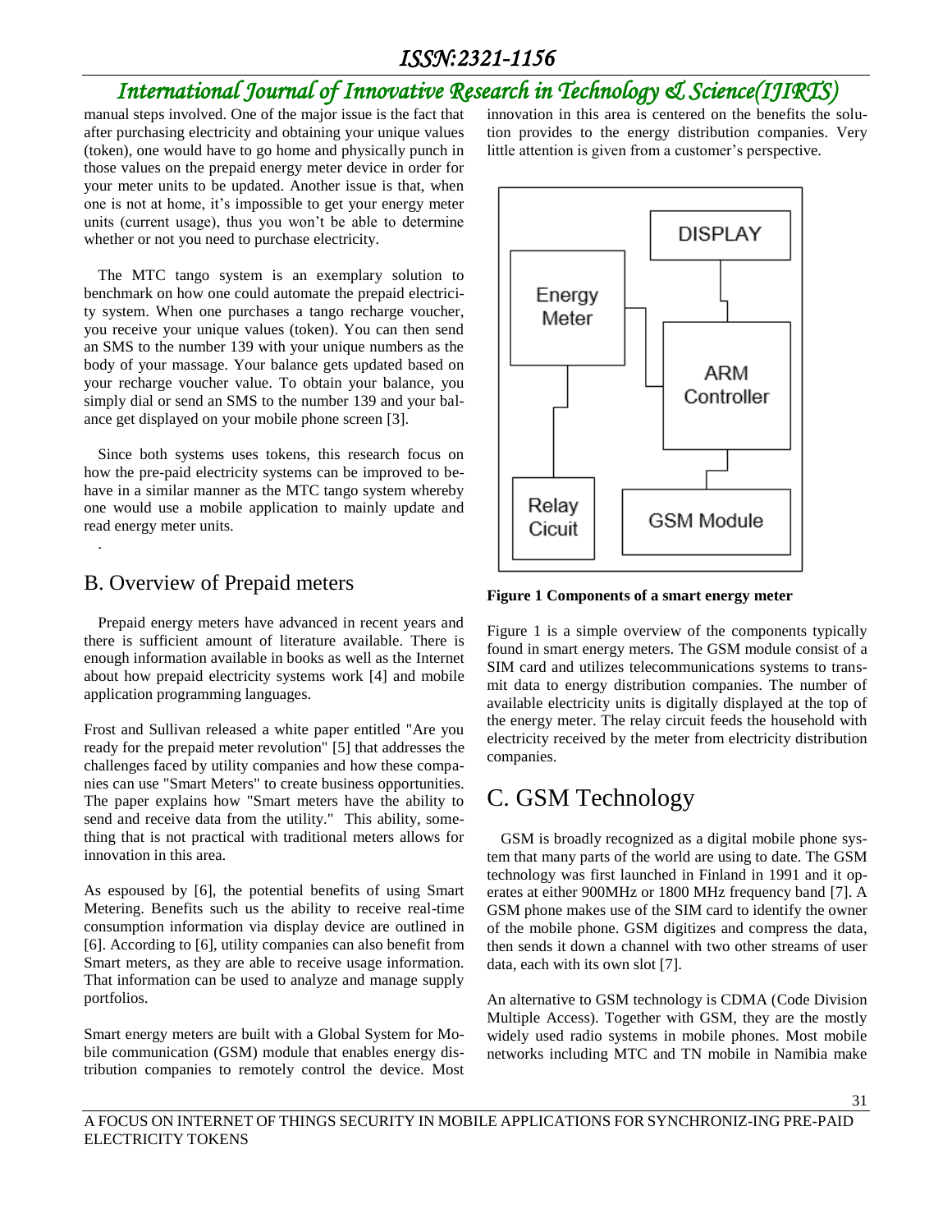manual steps involved. One of the major issue is the fact that after purchasing electricity and obtaining your unique values (token), one would have to go home and physically punch in those values on the prepaid energy meter device in order for your meter units to be updated. Another issue is that, when one is not at home, it's impossible to get your energy meter units (current usage), thus you won't be able to determine whether or not you need to purchase electricity.

The MTC tango system is an exemplary solution to benchmark on how one could automate the prepaid electricity system. When one purchases a tango recharge voucher, you receive your unique values (token). You can then send an SMS to the number 139 with your unique numbers as the body of your massage. Your balance gets updated based on your recharge voucher value. To obtain your balance, you simply dial or send an SMS to the number 139 and your balance get displayed on your mobile phone screen [3].

Since both systems uses tokens, this research focus on how the pre-paid electricity systems can be improved to behave in a similar manner as the MTC tango system whereby one would use a mobile application to mainly update and read energy meter units.

.

## B. Overview of Prepaid meters

Prepaid energy meters have advanced in recent years and there is sufficient amount of literature available. There is enough information available in books as well as the Internet about how prepaid electricity systems work [4] and mobile application programming languages.

Frost and Sullivan released a white paper entitled "Are you ready for the prepaid meter revolution" [5] that addresses the challenges faced by utility companies and how these companies can use "Smart Meters" to create business opportunities. The paper explains how "Smart meters have the ability to send and receive data from the utility." This ability, something that is not practical with traditional meters allows for innovation in this area.

As espoused by [6], the potential benefits of using Smart Metering. Benefits such us the ability to receive real-time consumption information via display device are outlined in [6]. According to [6], utility companies can also benefit from Smart meters, as they are able to receive usage information. That information can be used to analyze and manage supply portfolios.

Smart energy meters are built with a Global System for Mobile communication (GSM) module that enables energy distribution companies to remotely control the device. Most innovation in this area is centered on the benefits the solution provides to the energy distribution companies. Very little attention is given from a customer's perspective.

DISPLAY

Energy Meter

ARM Controller

Relay Cicuit

GSM Module

**Figure 1 Components of a smart energy meter**

Figure 1 is a simple overview of the components typically found in smart energy meters. The GSM module consist of a SIM card and utilizes telecommunications systems to transmit data to energy distribution companies. The number of available electricity units is digitally displayed at the top of the energy meter. The relay circuit feeds the household with electricity received by the meter from electricity distribution companies.

## C. GSM Technology

GSM is broadly recognized as a digital mobile phone system that many parts of the world are using to date. The GSM technology was first launched in Finland in 1991 and it operates at either 900MHz or 1800 MHz frequency band [7]. A GSM phone makes use of the SIM card to identify the owner of the mobile phone. GSM digitizes and compress the data, then sends it down a channel with two other streams of user data, each with its own slot [7].

An alternative to GSM technology is CDMA (Code Division Multiple Access). Together with GSM, they are the mostly widely used radio systems in mobile phones. Most mobile networks including MTC and TN mobile in Namibia make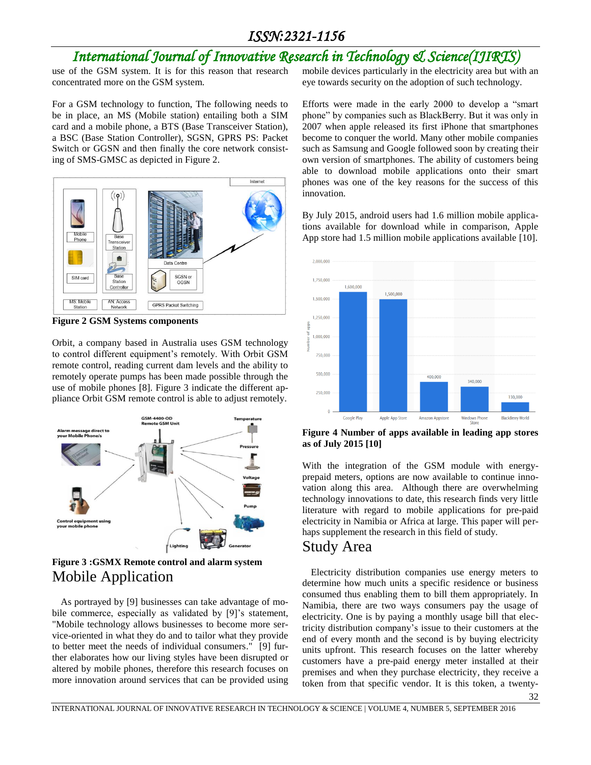use of the GSM system. It is for this reason that research concentrated more on the GSM system.

For a GSM technology to function, The following needs to be in place, an MS (Mobile station) entailing both a SIM card and a mobile phone, a BTS (Base Transceiver Station), a BSC (Base Station Controller), SGSN, GPRS PS: Packet Switch or GGSN and then finally the core network consisting of SMS-GMSC as depicted in Figure 2.

**Figure 2 GSM Systems components**

Orbit, a company based in Australia uses GSM technology to control different equipment's remotely. With Orbit GSM remote control, reading current dam levels and the ability to remotely operate pumps has been made possible through the use of mobile phones [8]. Figure 3 indicate the different appliance Orbit GSM remote control is able to adjust remotely.

**Figure 3 :GSMX Remote control and alarm system**

# Mobile Application

As portrayed by [9] businesses can take advantage of mobile commerce, especially as validated by [9]'s statement, "Mobile technology allows businesses to become more service-oriented in what they do and to tailor what they provide to better meet the needs of individual consumers." [9] further elaborates how our living styles have been disrupted or altered by mobile phones, therefore this research focuses on more innovation around services that can be provided using mobile devices particularly in the electricity area but with an eye towards security on the adoption of such technology.

Efforts were made in the early 2000 to develop a "smart phone" by companies such as BlackBerry. But it was only in 2007 when apple released its first iPhone that smartphones become to conquer the world. Many other mobile companies such as Samsung and Google followed soon by creating their own version of smartphones. The ability of customers being able to download mobile applications onto their smart phones was one of the key reasons for the success of this innovation.

By July 2015, android users had 1.6 million mobile applications available for download while in comparison, Apple App store had 1.5 million mobile applications available [10].

**Figure 4 Number of apps available in leading app stores as of July 2015 [10]**

With the integration of the GSM module with energy-prepaid meters, options are now available to continue innovation along this area. Although there are overwhelming technology innovations to date, this research finds very little literature with regard to mobile applications for pre-paid electricity in Namibia or Africa at large. This paper will perhaps supplement the research in this field of study.

# Study Area

Electricity distribution companies use energy meters to determine how much units a specific residence or business consumed thus enabling them to bill them appropriately. In Namibia, there are two ways consumers pay the usage of electricity. One is by paying a monthly usage bill that electricity distribution company's issue to their customers at the end of every month and the second is by buying electricity units upfront. This research focuses on the latter whereby customers have a pre-paid energy meter installed at their premises and when they purchase electricity, they receive a token from that specific vendor. It is this token, a twenty-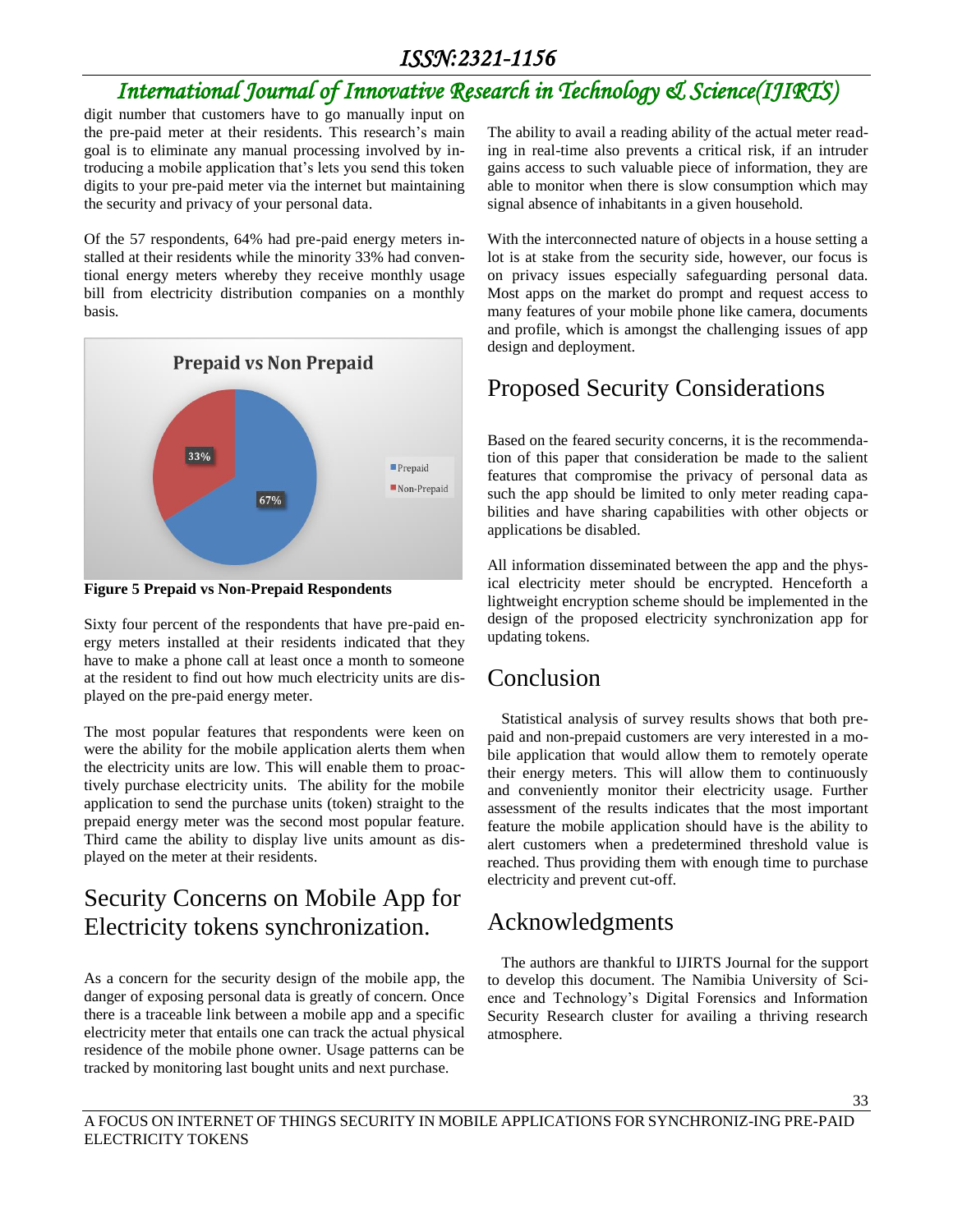digit number that customers have to go manually input on the pre-paid meter at their residents. This research's main goal is to eliminate any manual processing involved by introducing a mobile application that's lets you send this token digits to your pre-paid meter via the internet but maintaining the security and privacy of your personal data.

Of the 57 respondents, 64% had pre-paid energy meters installed at their residents while the minority 33% had conventional energy meters whereby they receive monthly usage bill from electricity distribution companies on a monthly basis.

**Figure 5 Prepaid vs Non-Prepaid Respondents**

Sixty four percent of the respondents that have pre-paid energy meters installed at their residents indicated that they have to make a phone call at least once a month to someone at the resident to find out how much electricity units are displayed on the pre-paid energy meter.

The most popular features that respondents were keen on were the ability for the mobile application alerts them when the electricity units are low. This will enable them to proactively purchase electricity units. The ability for the mobile application to send the purchase units (token) straight to the prepaid energy meter was the second most popular feature. Third came the ability to display live units amount as displayed on the meter at their residents.

## Security Concerns on Mobile App for Electricity tokens synchronization.

As a concern for the security design of the mobile app, the danger of exposing personal data is greatly of concern. Once there is a traceable link between a mobile app and a specific electricity meter that entails one can track the actual physical residence of the mobile phone owner. Usage patterns can be tracked by monitoring last bought units and next purchase.

The ability to avail a reading ability of the actual meter reading in real-time also prevents a critical risk, if an intruder gains access to such valuable piece of information, they are able to monitor when there is slow consumption which may signal absence of inhabitants in a given household.

With the interconnected nature of objects in a house setting a lot is at stake from the security side, however, our focus is on privacy issues especially safeguarding personal data. Most apps on the market do prompt and request access to many features of your mobile phone like camera, documents and profile, which is amongst the challenging issues of app design and deployment.

## Proposed Security Considerations

Based on the feared security concerns, it is the recommendation of this paper that consideration be made to the salient features that compromise the privacy of personal data as such the app should be limited to only meter reading capabilities and have sharing capabilities with other objects or applications be disabled.

All information disseminated between the app and the physical electricity meter should be encrypted. Henceforth a lightweight encryption scheme should be implemented in the design of the proposed electricity synchronization app for updating tokens.

## Conclusion

Statistical analysis of survey results shows that both prepaid and non-prepaid customers are very interested in a mobile application that would allow them to remotely operate their energy meters. This will allow them to continuously and conveniently monitor their electricity usage. Further assessment of the results indicates that the most important feature the mobile application should have is the ability to alert customers when a predetermined threshold value is reached. Thus providing them with enough time to purchase electricity and prevent cut-off.

## Acknowledgments

The authors are thankful to IJIRTS Journal for the support to develop this document. The Namibia University of Science and Technology's Digital Forensics and Information Security Research cluster for availing a thriving research atmosphere.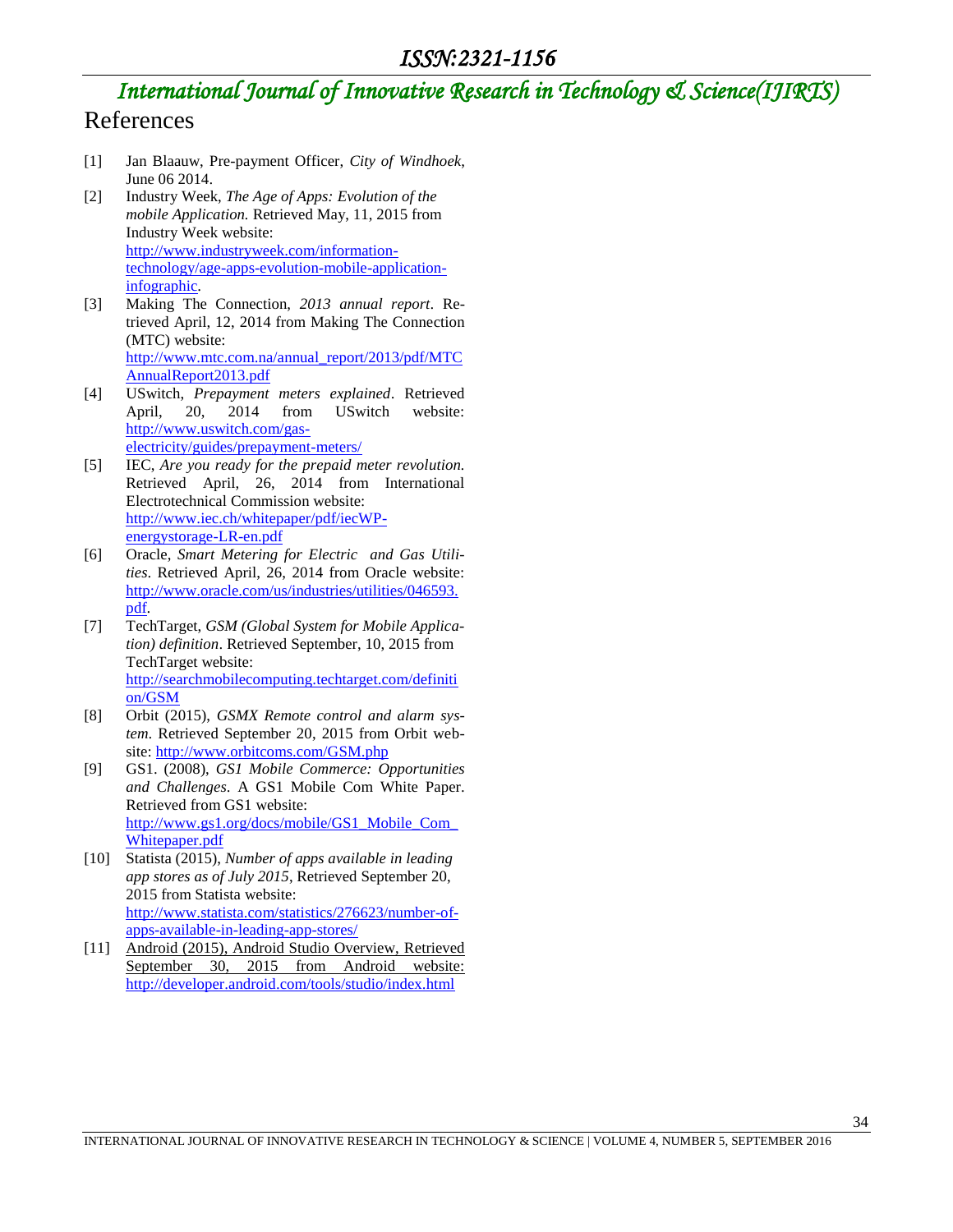# References

[1] Jan Blaauw, Pre-payment Officer, *City of Windhoek*, June 06 2014.

[2] Industry Week, *The Age of Apps: Evolution of the mobile Application.* Retrieved May, 11, 2015 from Industry Week website: http://www.industryweek.com/information-technology/age-apps-evolution-mobile-application-infographic.

[3] Making The Connection, *2013 annual report*. Retrieved April, 12, 2014 from Making The Connection (MTC) website: http://www.mtc.com.na/annual_report/2013/pdf/MTCAnnualReport2013.pdf

[4] USwitch, *Prepayment meters explained*. Retrieved April, 20, 2014 from USwitch website: http://www.uswitch.com/gas-electricity/guides/prepayment-meters/

[5] IEC, *Are you ready for the prepaid meter revolution.* Retrieved April, 26, 2014 from International Electrotechnical Commission website: http://www.iec.ch/whitepaper/pdf/iecWP-energystorage-LR-en.pdf

[6] Oracle, *Smart Metering for Electric and Gas Utilities*. Retrieved April, 26, 2014 from Oracle website: http://www.oracle.com/us/industries/utilities/046593.pdf.

[7] TechTarget, *GSM (Global System for Mobile Application) definition*. Retrieved September, 10, 2015 from TechTarget website: http://searchmobilecomputing.techtarget.com/definition/GSM

[8] Orbit (2015), *GSMX Remote control and alarm system*. Retrieved September 20, 2015 from Orbit website: http://www.orbitcoms.com/GSM.php

[9] GS1. (2008), *GS1 Mobile Commerce: Opportunities and Challenges*. A GS1 Mobile Com White Paper. Retrieved from GS1 website: http://www.gs1.org/docs/mobile/GS1_Mobile_Com_Whitepaper.pdf

[10] Statista (2015), *Number of apps available in leading app stores as of July 2015*, Retrieved September 20, 2015 from Statista website: http://www.statista.com/statistics/276623/number-of-apps-available-in-leading-app-stores/

[11] Android (2015), Android Studio Overview, Retrieved September 30, 2015 from Android website: http://developer.android.com/tools/studio/index.html